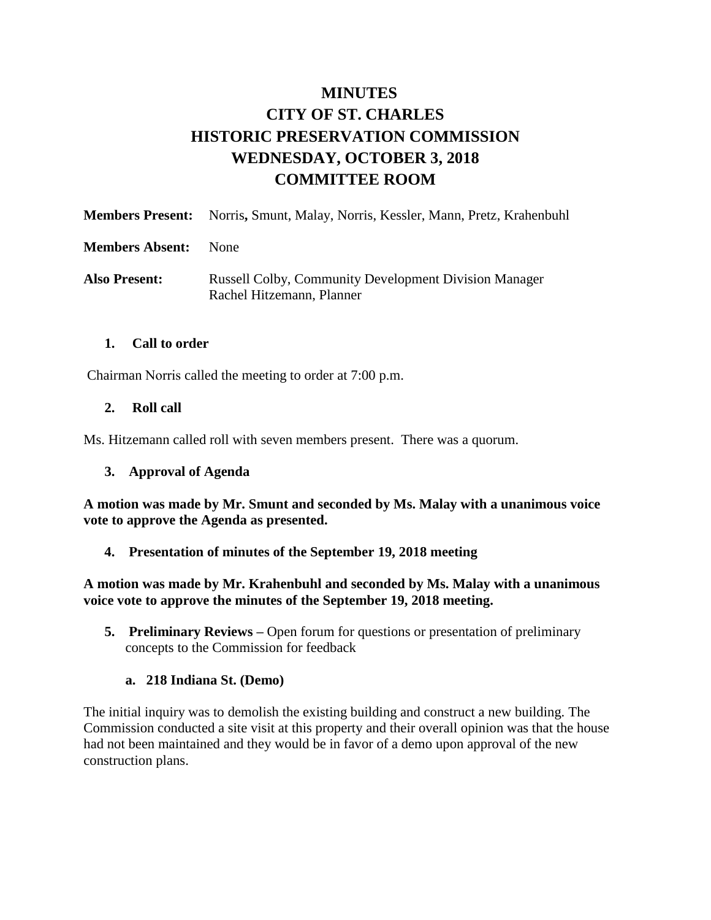# MINUTES
# CITY OF ST. CHARLES
# HISTORIC PRESERVATION COMMISSION
# WEDNESDAY, OCTOBER 3, 2018
# COMMITTEE ROOM

**Members Present:** Norris**,** Smunt, Malay, Norris, Kessler, Mann, Pretz, Krahenbuhl

**Members Absent:** None

**Also Present:** Russell Colby, Community Development Division Manager
Rachel Hitzemann, Planner

**1. Call to order**

Chairman Norris called the meeting to order at 7:00 p.m.

**2. Roll call**

Ms. Hitzemann called roll with seven members present. There was a quorum.

**3. Approval of Agenda**

**A motion was made by Mr. Smunt and seconded by Ms. Malay with a unanimous voice vote to approve the Agenda as presented.**

**4. Presentation of minutes of the September 19, 2018 meeting**

**A motion was made by Mr. Krahenbuhl and seconded by Ms. Malay with a unanimous voice vote to approve the minutes of the September 19, 2018 meeting.**

**5. Preliminary Reviews –** Open forum for questions or presentation of preliminary concepts to the Commission for feedback

**a. 218 Indiana St. (Demo)**

The initial inquiry was to demolish the existing building and construct a new building. The Commission conducted a site visit at this property and their overall opinion was that the house had not been maintained and they would be in favor of a demo upon approval of the new construction plans.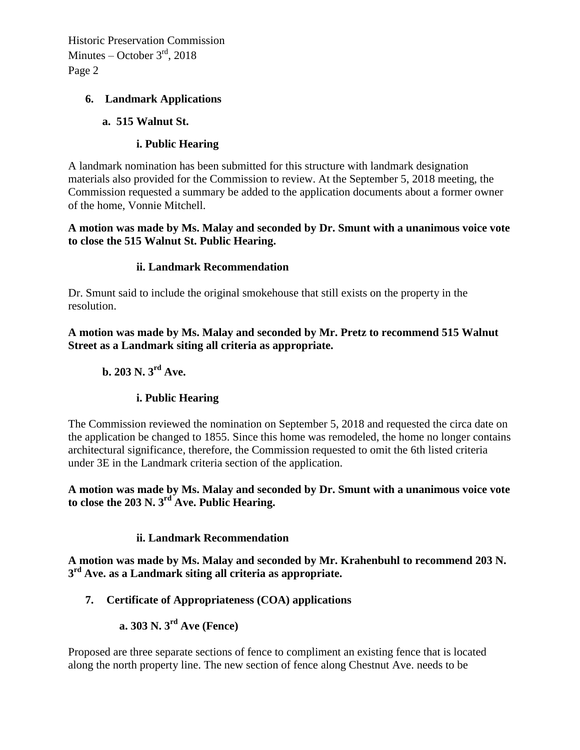## 6. Landmark Applications

### a. 515 Walnut St.

#### i. Public Hearing

A landmark nomination has been submitted for this structure with landmark designation materials also provided for the Commission to review. At the September 5, 2018 meeting, the Commission requested a summary be added to the application documents about a former owner of the home, Vonnie Mitchell.

**A motion was made by Ms. Malay and seconded by Dr. Smunt with a unanimous voice vote to close the 515 Walnut St. Public Hearing.**

#### ii. Landmark Recommendation

Dr. Smunt said to include the original smokehouse that still exists on the property in the resolution.

**A motion was made by Ms. Malay and seconded by Mr. Pretz to recommend 515 Walnut Street as a Landmark siting all criteria as appropriate.**

### b. 203 N. 3rd Ave.

#### i. Public Hearing

The Commission reviewed the nomination on September 5, 2018 and requested the circa date on the application be changed to 1855. Since this home was remodeled, the home no longer contains architectural significance, therefore, the Commission requested to omit the 6th listed criteria under 3E in the Landmark criteria section of the application.

**A motion was made by Ms. Malay and seconded by Dr. Smunt with a unanimous voice vote to close the 203 N. 3rd Ave. Public Hearing.**

#### ii. Landmark Recommendation

**A motion was made by Ms. Malay and seconded by Mr. Krahenbuhl to recommend 203 N. 3rd Ave. as a Landmark siting all criteria as appropriate.**

## 7. Certificate of Appropriateness (COA) applications

### a. 303 N. 3rd Ave (Fence)

Proposed are three separate sections of fence to compliment an existing fence that is located along the north property line. The new section of fence along Chestnut Ave. needs to be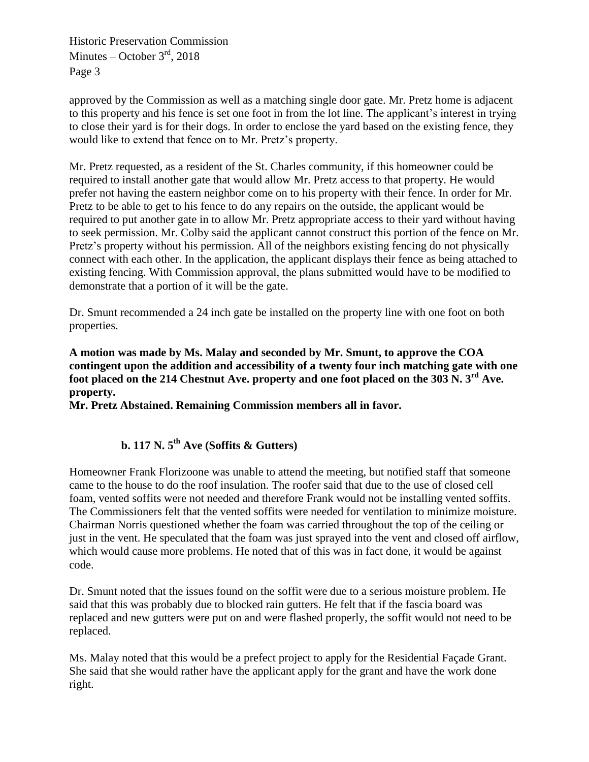approved by the Commission as well as a matching single door gate. Mr. Pretz home is adjacent to this property and his fence is set one foot in from the lot line. The applicant's interest in trying to close their yard is for their dogs. In order to enclose the yard based on the existing fence, they would like to extend that fence on to Mr. Pretz's property.

Mr. Pretz requested, as a resident of the St. Charles community, if this homeowner could be required to install another gate that would allow Mr. Pretz access to that property. He would prefer not having the eastern neighbor come on to his property with their fence. In order for Mr. Pretz to be able to get to his fence to do any repairs on the outside, the applicant would be required to put another gate in to allow Mr. Pretz appropriate access to their yard without having to seek permission. Mr. Colby said the applicant cannot construct this portion of the fence on Mr. Pretz's property without his permission. All of the neighbors existing fencing do not physically connect with each other. In the application, the applicant displays their fence as being attached to existing fencing. With Commission approval, the plans submitted would have to be modified to demonstrate that a portion of it will be the gate.

Dr. Smunt recommended a 24 inch gate be installed on the property line with one foot on both properties.

**A motion was made by Ms. Malay and seconded by Mr. Smunt, to approve the COA contingent upon the addition and accessibility of a twenty four inch matching gate with one foot placed on the 214 Chestnut Ave. property and one foot placed on the 303 N. 3rd Ave. property.**
**Mr. Pretz Abstained. Remaining Commission members all in favor.**

### b. 117 N. 5th Ave (Soffits & Gutters)

Homeowner Frank Florizoone was unable to attend the meeting, but notified staff that someone came to the house to do the roof insulation. The roofer said that due to the use of closed cell foam, vented soffits were not needed and therefore Frank would not be installing vented soffits. The Commissioners felt that the vented soffits were needed for ventilation to minimize moisture. Chairman Norris questioned whether the foam was carried throughout the top of the ceiling or just in the vent. He speculated that the foam was just sprayed into the vent and closed off airflow, which would cause more problems. He noted that of this was in fact done, it would be against code.

Dr. Smunt noted that the issues found on the soffit were due to a serious moisture problem. He said that this was probably due to blocked rain gutters. He felt that if the fascia board was replaced and new gutters were put on and were flashed properly, the soffit would not need to be replaced.

Ms. Malay noted that this would be a prefect project to apply for the Residential Façade Grant. She said that she would rather have the applicant apply for the grant and have the work done right.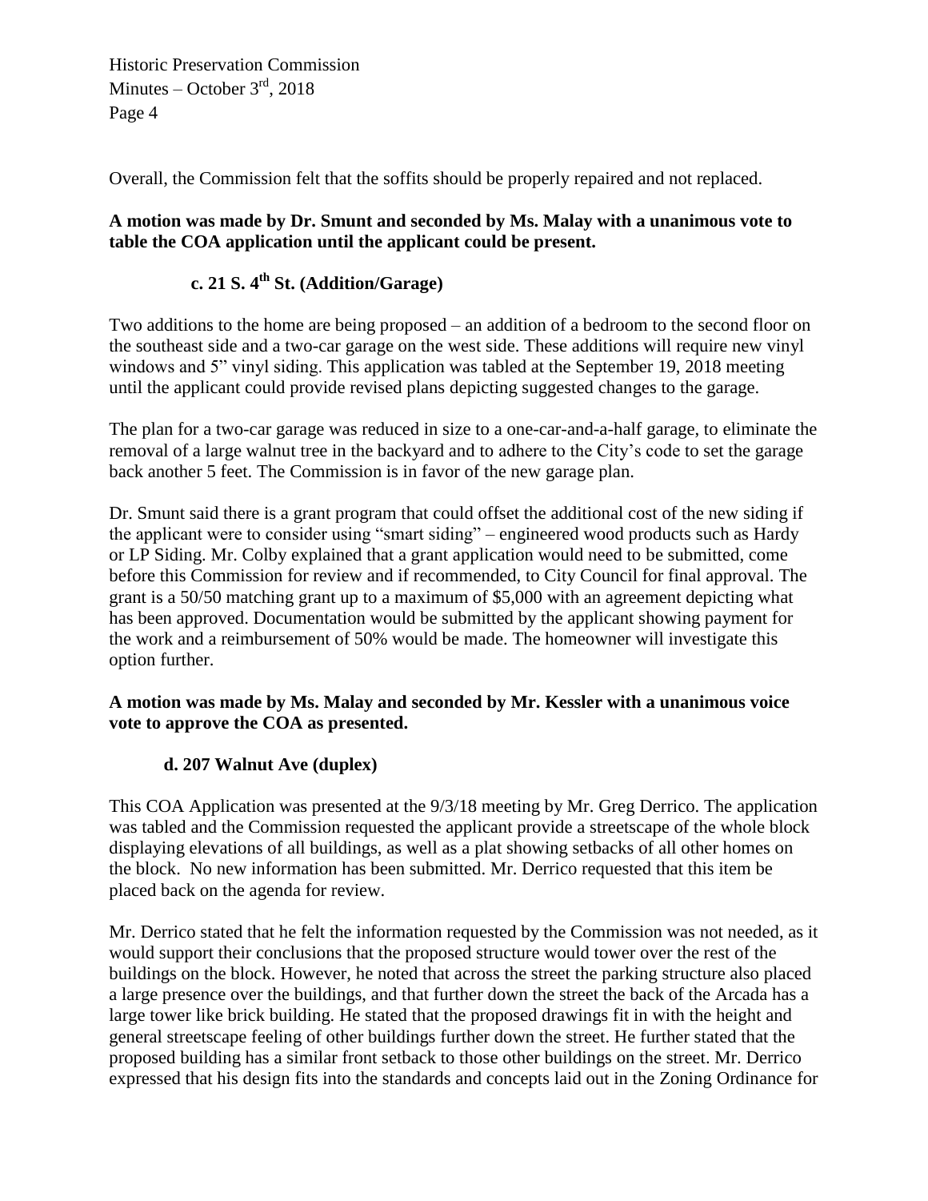Overall, the Commission felt that the soffits should be properly repaired and not replaced.

**A motion was made by Dr. Smunt and seconded by Ms. Malay with a unanimous vote to table the COA application until the applicant could be present.**

### c. 21 S. 4th St. (Addition/Garage)

Two additions to the home are being proposed – an addition of a bedroom to the second floor on the southeast side and a two-car garage on the west side. These additions will require new vinyl windows and 5" vinyl siding. This application was tabled at the September 19, 2018 meeting until the applicant could provide revised plans depicting suggested changes to the garage.

The plan for a two-car garage was reduced in size to a one-car-and-a-half garage, to eliminate the removal of a large walnut tree in the backyard and to adhere to the City's code to set the garage back another 5 feet. The Commission is in favor of the new garage plan.

Dr. Smunt said there is a grant program that could offset the additional cost of the new siding if the applicant were to consider using "smart siding" – engineered wood products such as Hardy or LP Siding. Mr. Colby explained that a grant application would need to be submitted, come before this Commission for review and if recommended, to City Council for final approval. The grant is a 50/50 matching grant up to a maximum of $5,000 with an agreement depicting what has been approved. Documentation would be submitted by the applicant showing payment for the work and a reimbursement of 50% would be made. The homeowner will investigate this option further.

**A motion was made by Ms. Malay and seconded by Mr. Kessler with a unanimous voice vote to approve the COA as presented.**

### d. 207 Walnut Ave (duplex)

This COA Application was presented at the 9/3/18 meeting by Mr. Greg Derrico. The application was tabled and the Commission requested the applicant provide a streetscape of the whole block displaying elevations of all buildings, as well as a plat showing setbacks of all other homes on the block. No new information has been submitted. Mr. Derrico requested that this item be placed back on the agenda for review.

Mr. Derrico stated that he felt the information requested by the Commission was not needed, as it would support their conclusions that the proposed structure would tower over the rest of the buildings on the block. However, he noted that across the street the parking structure also placed a large presence over the buildings, and that further down the street the back of the Arcada has a large tower like brick building. He stated that the proposed drawings fit in with the height and general streetscape feeling of other buildings further down the street. He further stated that the proposed building has a similar front setback to those other buildings on the street. Mr. Derrico expressed that his design fits into the standards and concepts laid out in the Zoning Ordinance for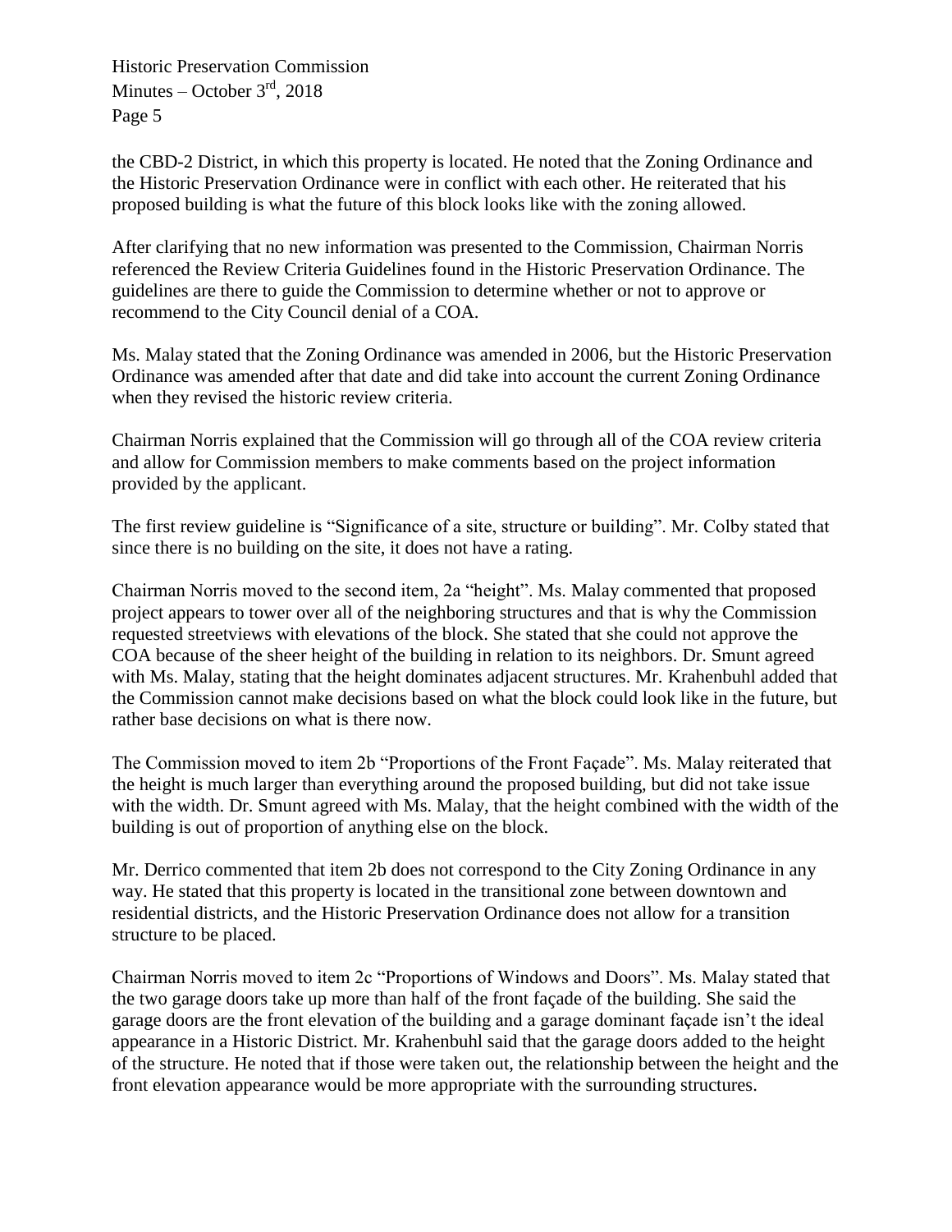the CBD-2 District, in which this property is located. He noted that the Zoning Ordinance and the Historic Preservation Ordinance were in conflict with each other. He reiterated that his proposed building is what the future of this block looks like with the zoning allowed.

After clarifying that no new information was presented to the Commission, Chairman Norris referenced the Review Criteria Guidelines found in the Historic Preservation Ordinance. The guidelines are there to guide the Commission to determine whether or not to approve or recommend to the City Council denial of a COA.

Ms. Malay stated that the Zoning Ordinance was amended in 2006, but the Historic Preservation Ordinance was amended after that date and did take into account the current Zoning Ordinance when they revised the historic review criteria.

Chairman Norris explained that the Commission will go through all of the COA review criteria and allow for Commission members to make comments based on the project information provided by the applicant.

The first review guideline is "Significance of a site, structure or building". Mr. Colby stated that since there is no building on the site, it does not have a rating.

Chairman Norris moved to the second item, 2a "height". Ms. Malay commented that proposed project appears to tower over all of the neighboring structures and that is why the Commission requested streetviews with elevations of the block. She stated that she could not approve the COA because of the sheer height of the building in relation to its neighbors. Dr. Smunt agreed with Ms. Malay, stating that the height dominates adjacent structures. Mr. Krahenbuhl added that the Commission cannot make decisions based on what the block could look like in the future, but rather base decisions on what is there now.

The Commission moved to item 2b "Proportions of the Front Façade". Ms. Malay reiterated that the height is much larger than everything around the proposed building, but did not take issue with the width. Dr. Smunt agreed with Ms. Malay, that the height combined with the width of the building is out of proportion of anything else on the block.

Mr. Derrico commented that item 2b does not correspond to the City Zoning Ordinance in any way. He stated that this property is located in the transitional zone between downtown and residential districts, and the Historic Preservation Ordinance does not allow for a transition structure to be placed.

Chairman Norris moved to item 2c "Proportions of Windows and Doors". Ms. Malay stated that the two garage doors take up more than half of the front façade of the building. She said the garage doors are the front elevation of the building and a garage dominant façade isn't the ideal appearance in a Historic District. Mr. Krahenbuhl said that the garage doors added to the height of the structure. He noted that if those were taken out, the relationship between the height and the front elevation appearance would be more appropriate with the surrounding structures.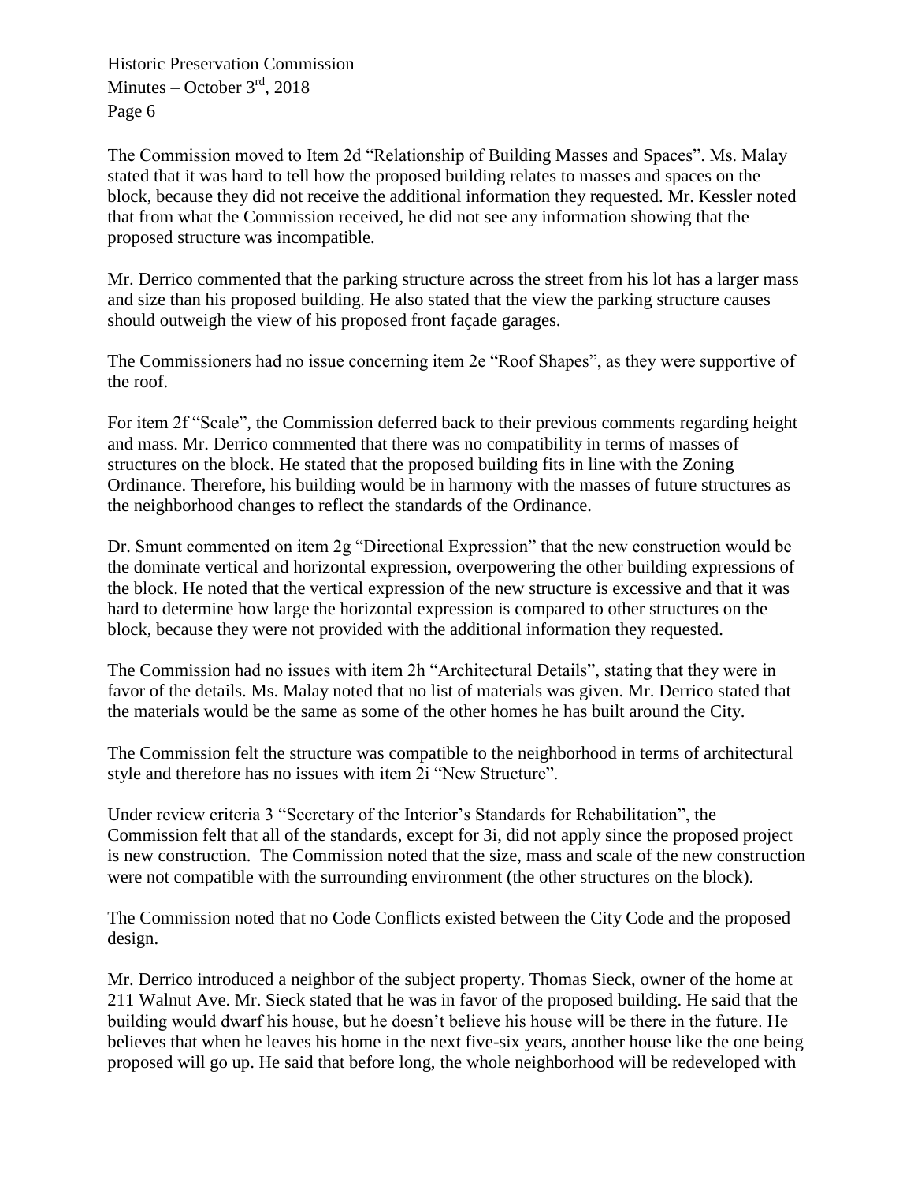The Commission moved to Item 2d "Relationship of Building Masses and Spaces". Ms. Malay stated that it was hard to tell how the proposed building relates to masses and spaces on the block, because they did not receive the additional information they requested. Mr. Kessler noted that from what the Commission received, he did not see any information showing that the proposed structure was incompatible.

Mr. Derrico commented that the parking structure across the street from his lot has a larger mass and size than his proposed building. He also stated that the view the parking structure causes should outweigh the view of his proposed front façade garages.

The Commissioners had no issue concerning item 2e "Roof Shapes", as they were supportive of the roof.

For item 2f "Scale", the Commission deferred back to their previous comments regarding height and mass. Mr. Derrico commented that there was no compatibility in terms of masses of structures on the block. He stated that the proposed building fits in line with the Zoning Ordinance. Therefore, his building would be in harmony with the masses of future structures as the neighborhood changes to reflect the standards of the Ordinance.

Dr. Smunt commented on item 2g "Directional Expression" that the new construction would be the dominate vertical and horizontal expression, overpowering the other building expressions of the block. He noted that the vertical expression of the new structure is excessive and that it was hard to determine how large the horizontal expression is compared to other structures on the block, because they were not provided with the additional information they requested.

The Commission had no issues with item 2h "Architectural Details", stating that they were in favor of the details. Ms. Malay noted that no list of materials was given. Mr. Derrico stated that the materials would be the same as some of the other homes he has built around the City.

The Commission felt the structure was compatible to the neighborhood in terms of architectural style and therefore has no issues with item 2i "New Structure".

Under review criteria 3 "Secretary of the Interior's Standards for Rehabilitation", the Commission felt that all of the standards, except for 3i, did not apply since the proposed project is new construction. The Commission noted that the size, mass and scale of the new construction were not compatible with the surrounding environment (the other structures on the block).

The Commission noted that no Code Conflicts existed between the City Code and the proposed design.

Mr. Derrico introduced a neighbor of the subject property. Thomas Sieck, owner of the home at 211 Walnut Ave. Mr. Sieck stated that he was in favor of the proposed building. He said that the building would dwarf his house, but he doesn't believe his house will be there in the future. He believes that when he leaves his home in the next five-six years, another house like the one being proposed will go up. He said that before long, the whole neighborhood will be redeveloped with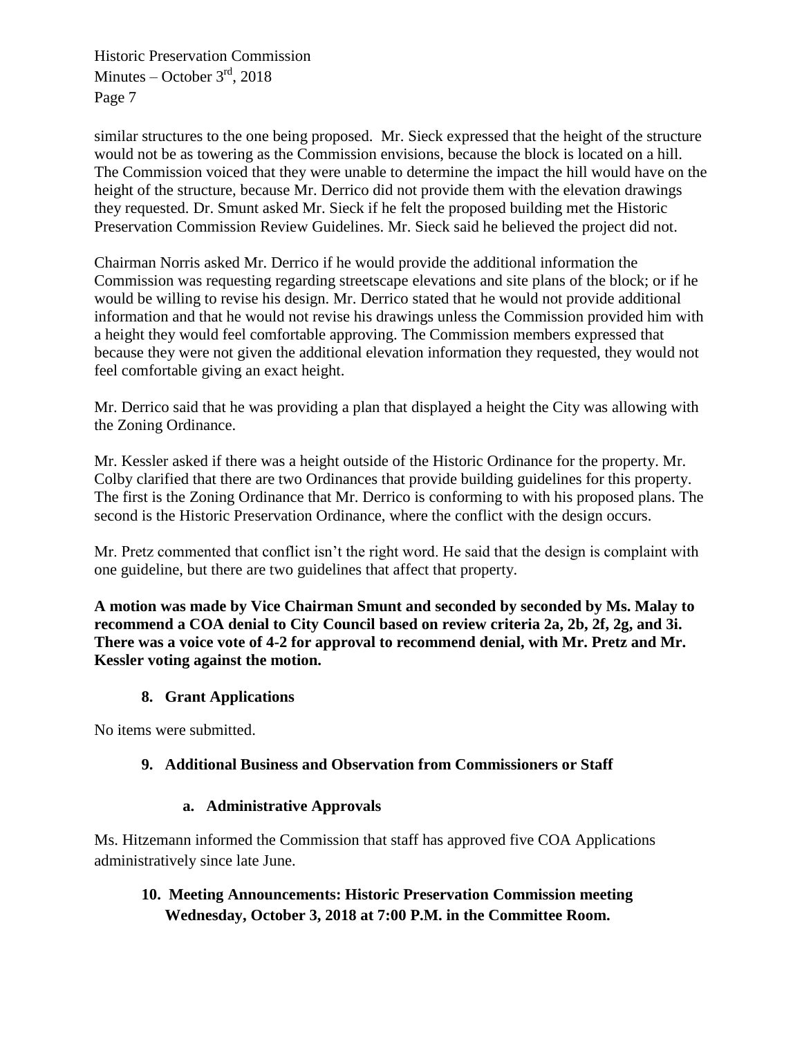similar structures to the one being proposed. Mr. Sieck expressed that the height of the structure would not be as towering as the Commission envisions, because the block is located on a hill. The Commission voiced that they were unable to determine the impact the hill would have on the height of the structure, because Mr. Derrico did not provide them with the elevation drawings they requested. Dr. Smunt asked Mr. Sieck if he felt the proposed building met the Historic Preservation Commission Review Guidelines. Mr. Sieck said he believed the project did not.

Chairman Norris asked Mr. Derrico if he would provide the additional information the Commission was requesting regarding streetscape elevations and site plans of the block; or if he would be willing to revise his design. Mr. Derrico stated that he would not provide additional information and that he would not revise his drawings unless the Commission provided him with a height they would feel comfortable approving. The Commission members expressed that because they were not given the additional elevation information they requested, they would not feel comfortable giving an exact height.

Mr. Derrico said that he was providing a plan that displayed a height the City was allowing with the Zoning Ordinance.

Mr. Kessler asked if there was a height outside of the Historic Ordinance for the property. Mr. Colby clarified that there are two Ordinances that provide building guidelines for this property. The first is the Zoning Ordinance that Mr. Derrico is conforming to with his proposed plans. The second is the Historic Preservation Ordinance, where the conflict with the design occurs.

Mr. Pretz commented that conflict isn't the right word. He said that the design is complaint with one guideline, but there are two guidelines that affect that property.

**A motion was made by Vice Chairman Smunt and seconded by seconded by Ms. Malay to recommend a COA denial to City Council based on review criteria 2a, 2b, 2f, 2g, and 3i. There was a voice vote of 4-2 for approval to recommend denial, with Mr. Pretz and Mr. Kessler voting against the motion.**

## 8. Grant Applications

No items were submitted.

## 9. Additional Business and Observation from Commissioners or Staff

### a. Administrative Approvals

Ms. Hitzemann informed the Commission that staff has approved five COA Applications administratively since late June.

## 10. Meeting Announcements: Historic Preservation Commission meeting Wednesday, October 3, 2018 at 7:00 P.M. in the Committee Room.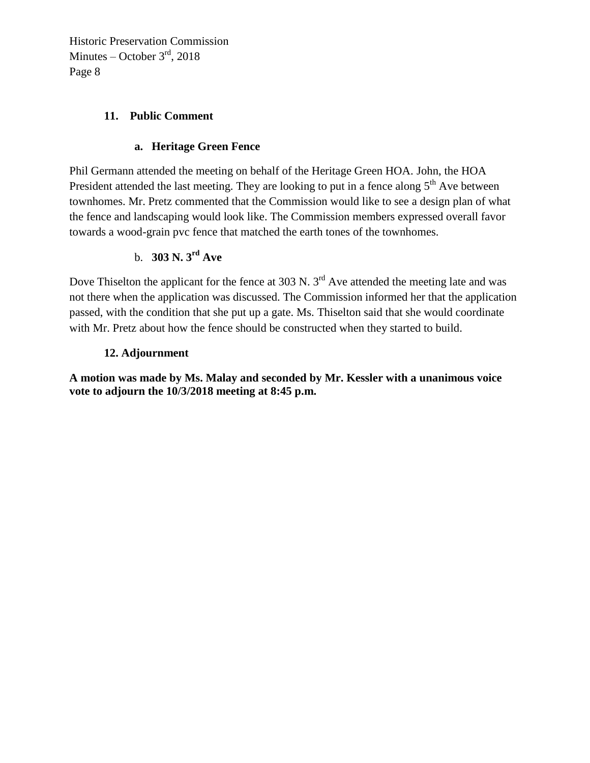## 11. Public Comment

### a. Heritage Green Fence

Phil Germann attended the meeting on behalf of the Heritage Green HOA. John, the HOA President attended the last meeting. They are looking to put in a fence along 5th Ave between townhomes. Mr. Pretz commented that the Commission would like to see a design plan of what the fence and landscaping would look like. The Commission members expressed overall favor towards a wood-grain pvc fence that matched the earth tones of the townhomes.

### b. 303 N. 3rd Ave

Dove Thiselton the applicant for the fence at 303 N. 3rd Ave attended the meeting late and was not there when the application was discussed. The Commission informed her that the application passed, with the condition that she put up a gate. Ms. Thiselton said that she would coordinate with Mr. Pretz about how the fence should be constructed when they started to build.

## 12. Adjournment

**A motion was made by Ms. Malay and seconded by Mr. Kessler with a unanimous voice vote to adjourn the 10/3/2018 meeting at 8:45 p.m.**